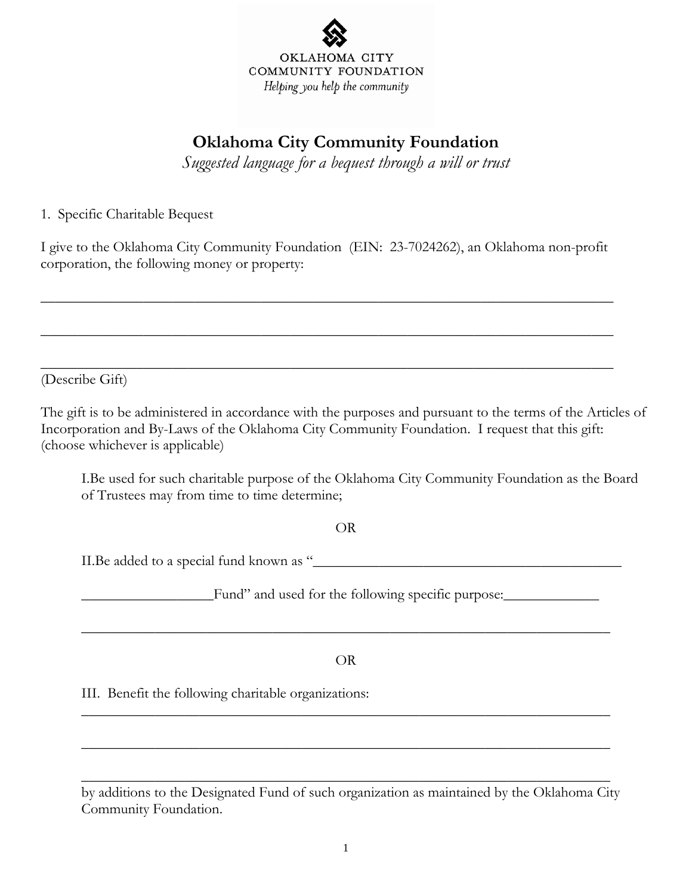OKLAHOMA CITY
COMMUNITY FOUNDATION
*Helping you help the community*

# Oklahoma City Community Foundation

*Suggested language for a bequest through a will or trust*

1. Specific Charitable Bequest

I give to the Oklahoma City Community Foundation (EIN: 23-7024262), an Oklahoma non-profit corporation, the following money or property:

_______________________________________________________________________________

_______________________________________________________________________________

_______________________________________________________________________________

(Describe Gift)

The gift is to be administered in accordance with the purposes and pursuant to the terms of the Articles of Incorporation and By-Laws of the Oklahoma City Community Foundation. I request that this gift: (choose whichever is applicable)

I. Be used for such charitable purpose of the Oklahoma City Community Foundation as the Board of Trustees may from time to time determine;

OR

II. Be added to a special fund known as "_____________________________________________

__________________Fund" and used for the following specific purpose:_____________

_______________________________________________________________________________

OR

III. Benefit the following charitable organizations:

_______________________________________________________________________________

_______________________________________________________________________________

_______________________________________________________________________________

by additions to the Designated Fund of such organization as maintained by the Oklahoma City Community Foundation.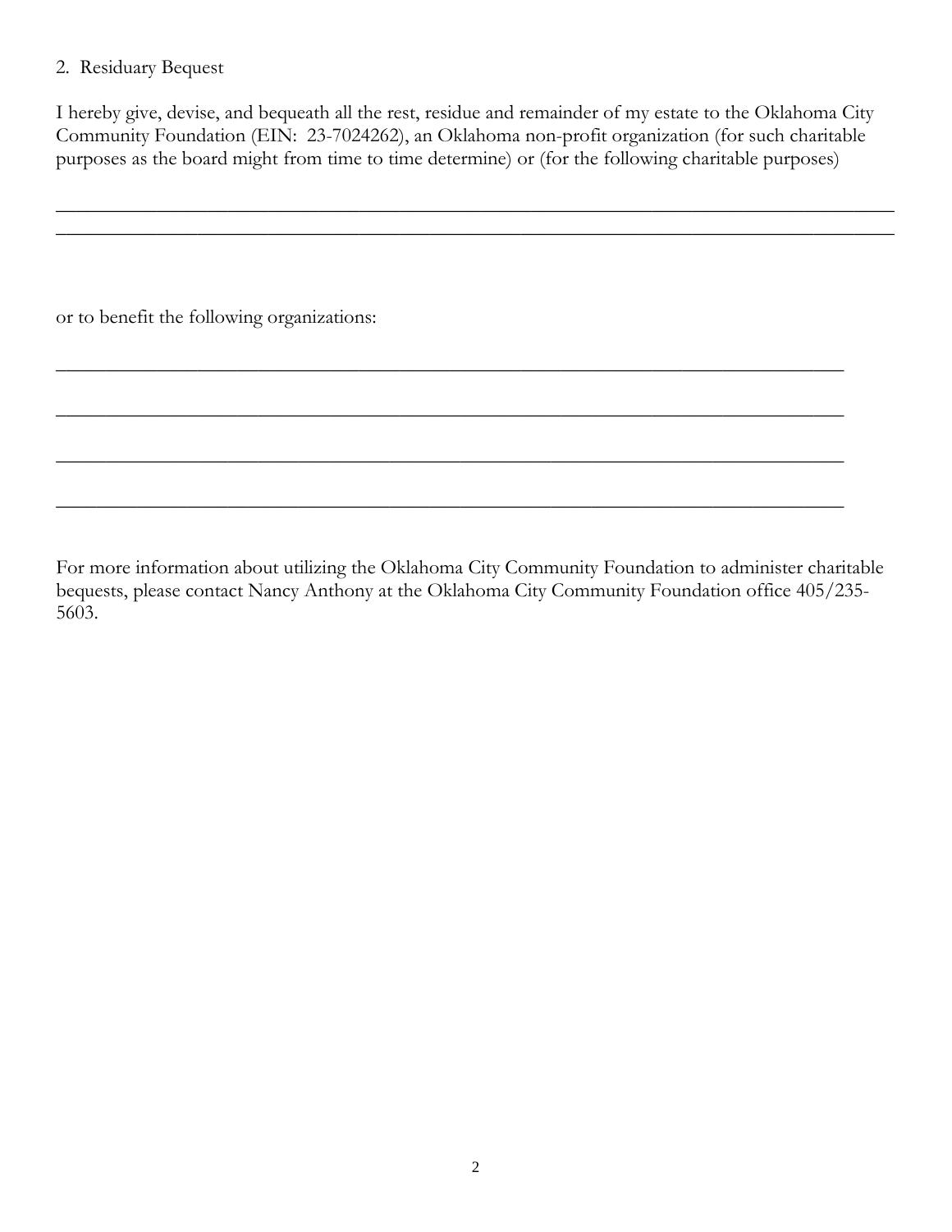2. Residuary Bequest

I hereby give, devise, and bequeath all the rest, residue and remainder of my estate to the Oklahoma City Community Foundation (EIN: 23-7024262), an Oklahoma non-profit organization (for such charitable purposes as the board might from time to time determine) or (for the following charitable purposes)

_______________________________________________________________________________
_______________________________________________________________________________

or to benefit the following organizations:

_____________________________________________________________________________

_____________________________________________________________________________

_____________________________________________________________________________

_____________________________________________________________________________

For more information about utilizing the Oklahoma City Community Foundation to administer charitable bequests, please contact Nancy Anthony at the Oklahoma City Community Foundation office 405/235-5603.